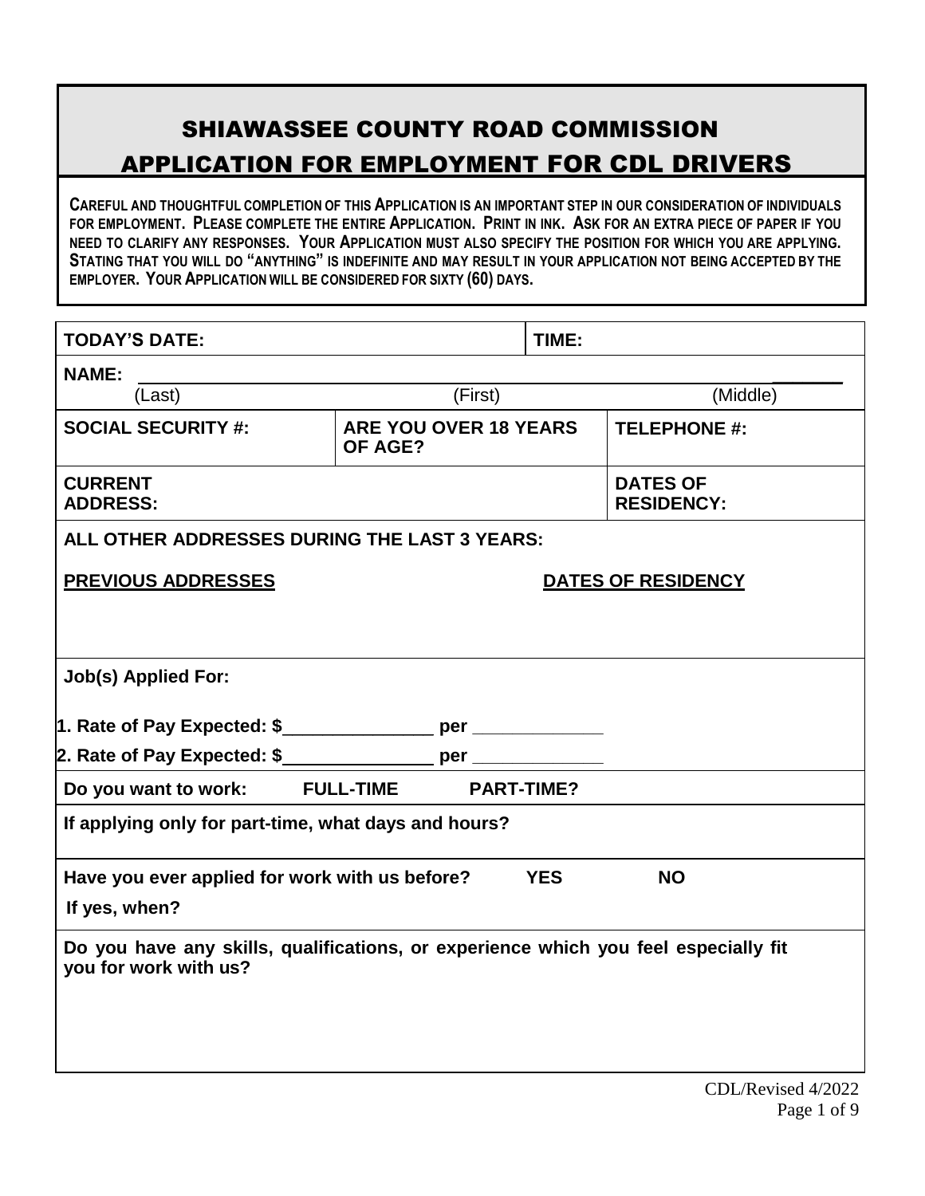# SHIAWASSEE COUNTY ROAD COMMISSION

## APPLICATION FOR EMPLOYMENT FOR CDL DRIVERS

**CAREFUL AND THOUGHTFUL COMPLETION OF THIS APPLICATION IS AN IMPORTANT STEP IN OUR CONSIDERATION OF INDIVIDUALS FOR EMPLOYMENT. PLEASE COMPLETE THE ENTIRE APPLICATION. PRINT IN INK. ASK FOR AN EXTRA PIECE OF PAPER IF YOU NEED TO CLARIFY ANY RESPONSES. YOUR APPLICATION MUST ALSO SPECIFY THE POSITION FOR WHICH YOU ARE APPLYING. STATING THAT YOU WILL DO "ANYTHING" IS INDEFINITE AND MAY RESULT IN YOUR APPLICATION NOT BEING ACCEPTED BY THE EMPLOYER. YOUR APPLICATION WILL BE CONSIDERED FOR SIXTY (60) DAYS.**

| **TODAY'S DATE:** | | **TIME:** |
|---|---|---|
| **NAME:** (Last) | (First) | (Middle) |
| **SOCIAL SECURITY #:** | **ARE YOU OVER 18 YEARS OF AGE?** | **TELEPHONE #:** |
| **CURRENT ADDRESS:** | | **DATES OF RESIDENCY:** |

**ALL OTHER ADDRESSES DURING THE LAST 3 YEARS:**

| **PREVIOUS ADDRESSES** | **DATES OF RESIDENCY** |
|---|---|
| | |

**Job(s) Applied For:**

**1. Rate of Pay Expected: $_______________ per _____________**

**2. Rate of Pay Expected: $_______________ per _____________**

**Do you want to work: FULL-TIME PART-TIME?**

**If applying only for part-time, what days and hours?**

**Have you ever applied for work with us before? YES NO**

**If yes, when?**

**Do you have any skills, qualifications, or experience which you feel especially fit you for work with us?**

CDL/Revised 4/2022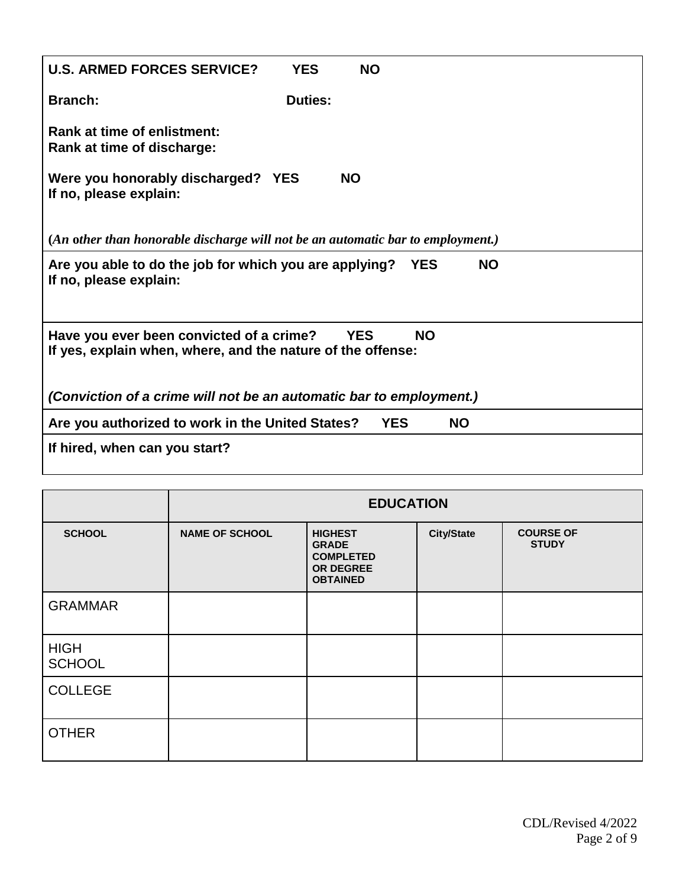**U.S. ARMED FORCES SERVICE? YES NO**

**Branch: Duties:**

**Rank at time of enlistment:**
**Rank at time of discharge:**

**Were you honorably discharged? YES NO**
**If no, please explain:**

***(An other than honorable discharge will not be an automatic bar to employment.)***

**Are you able to do the job for which you are applying? YES NO**
**If no, please explain:**

**Have you ever been convicted of a crime? YES NO**
**If yes, explain when, where, and the nature of the offense:**

***(Conviction of a crime will not be an automatic bar to employment.)***

**Are you authorized to work in the United States? YES NO**

**If hired, when can you start?**

| | **EDUCATION** | | | |
|---|---|---|---|---|
| **SCHOOL** | **NAME OF SCHOOL** | **HIGHEST GRADE COMPLETED OR DEGREE OBTAINED** | **City/State** | **COURSE OF STUDY** |
| GRAMMAR | | | | |
| HIGH SCHOOL | | | | |
| COLLEGE | | | | |
| OTHER | | | | |

CDL/Revised 4/2022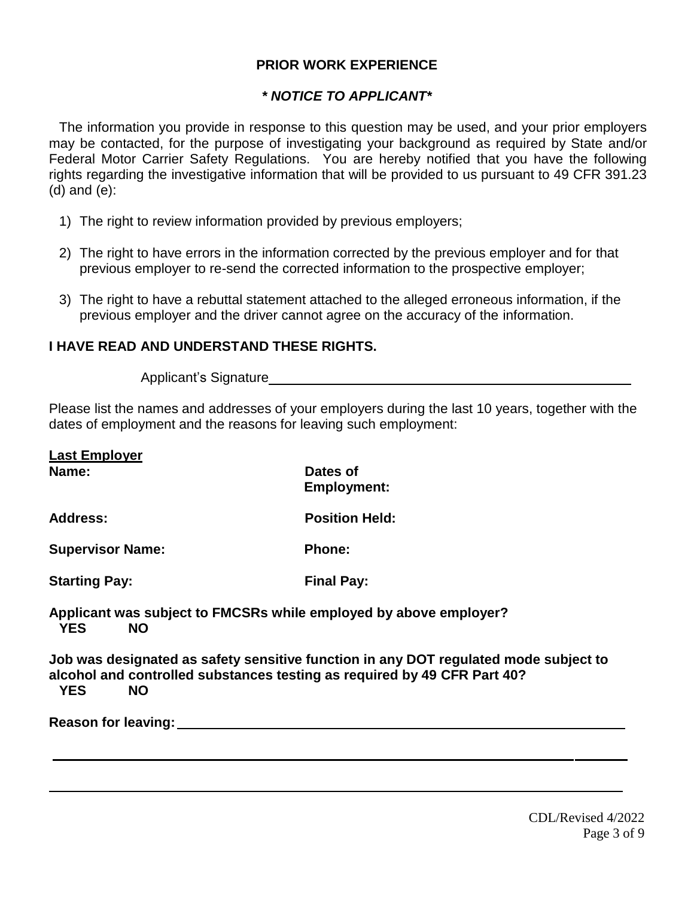## PRIOR WORK EXPERIENCE

### *\* NOTICE TO APPLICANT\**

The information you provide in response to this question may be used, and your prior employers may be contacted, for the purpose of investigating your background as required by State and/or Federal Motor Carrier Safety Regulations. You are hereby notified that you have the following rights regarding the investigative information that will be provided to us pursuant to 49 CFR 391.23 (d) and (e):

1) The right to review information provided by previous employers;
2) The right to have errors in the information corrected by the previous employer and for that previous employer to re-send the corrected information to the prospective employer;
3) The right to have a rebuttal statement attached to the alleged erroneous information, if the previous employer and the driver cannot agree on the accuracy of the information.

**I HAVE READ AND UNDERSTAND THESE RIGHTS.**

Applicant's Signature\_\_\_\_\_\_\_\_\_\_\_\_\_\_\_\_\_\_\_\_\_\_\_\_\_\_\_\_\_\_\_\_\_\_\_\_\_\_\_\_

Please list the names and addresses of your employers during the last 10 years, together with the dates of employment and the reasons for leaving such employment:

**Last Employer**

| | |
|---|---|
| **Name:** | **Dates of Employment:** |
| **Address:** | **Position Held:** |
| **Supervisor Name:** | **Phone:** |
| **Starting Pay:** | **Final Pay:** |

**Applicant was subject to FMCSRs while employed by above employer?**
**YES NO**

**Job was designated as safety sensitive function in any DOT regulated mode subject to alcohol and controlled substances testing as required by 49 CFR Part 40?**
**YES NO**

**Reason for leaving:**\_\_\_\_\_\_\_\_\_\_\_\_\_\_\_\_\_\_\_\_\_\_\_\_\_\_\_\_\_\_\_\_\_\_\_\_\_\_\_\_\_\_\_\_\_\_\_\_\_\_

\_\_\_\_\_\_\_\_\_\_\_\_\_\_\_\_\_\_\_\_\_\_\_\_\_\_\_\_\_\_\_\_\_\_\_\_\_\_\_\_\_\_\_\_\_\_\_\_\_\_\_\_\_\_\_\_\_\_\_\_\_\_\_\_\_\_\_\_

\_\_\_\_\_\_\_\_\_\_\_\_\_\_\_\_\_\_\_\_\_\_\_\_\_\_\_\_\_\_\_\_\_\_\_\_\_\_\_\_\_\_\_\_\_\_\_\_\_\_\_\_\_\_\_\_\_\_\_\_\_\_\_\_\_\_\_\_

CDL/Revised 4/2022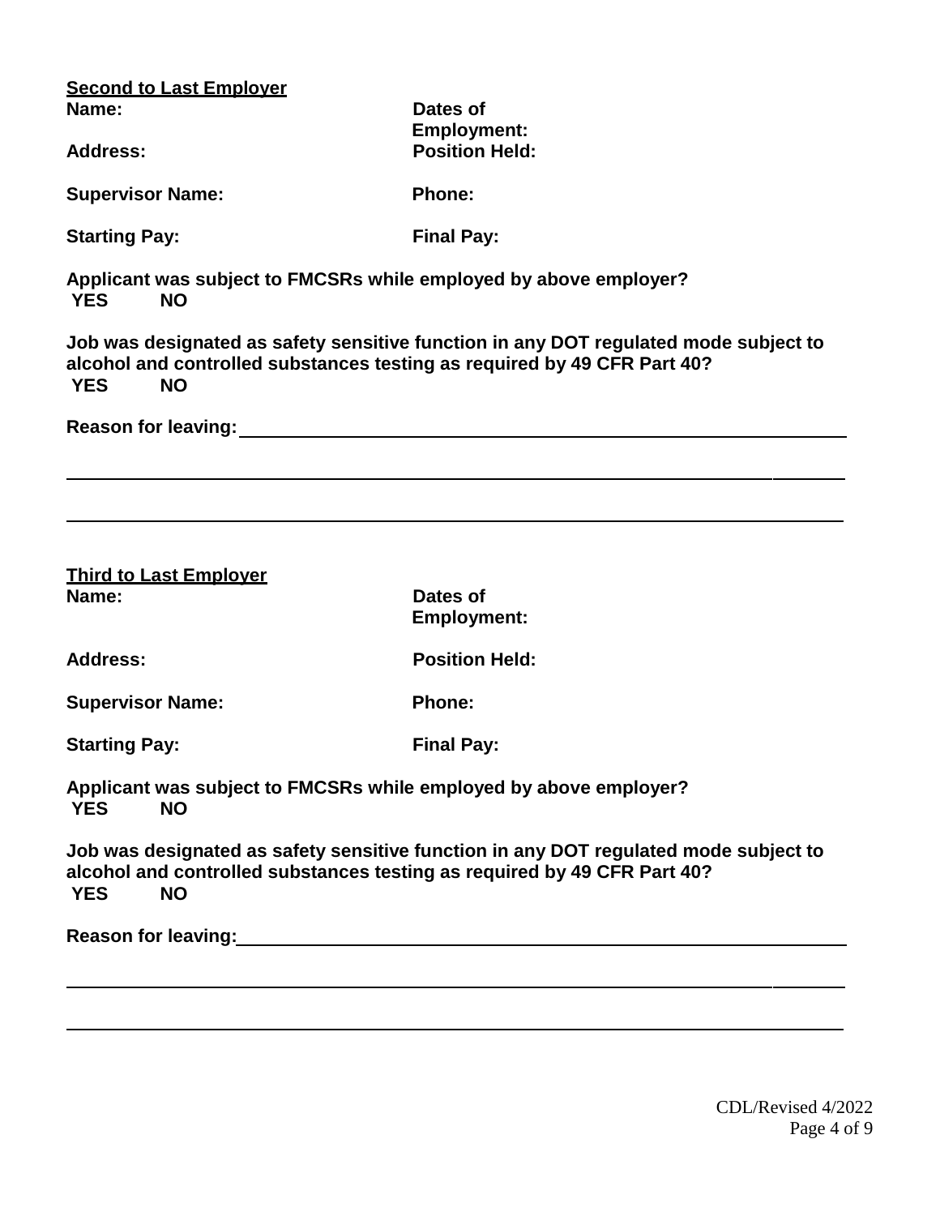**Second to Last Employer**

**Name:** **Dates of Employment:**

**Address:** **Position Held:**

**Supervisor Name:** **Phone:**

**Starting Pay:** **Final Pay:**

**Applicant was subject to FMCSRs while employed by above employer?**
**YES NO**

**Job was designated as safety sensitive function in any DOT regulated mode subject to alcohol and controlled substances testing as required by 49 CFR Part 40?**
**YES NO**

**Reason for leaving:** \_\_\_\_\_\_\_\_\_\_\_\_\_\_\_\_\_\_\_\_\_\_\_\_\_\_\_\_\_\_\_\_\_\_\_\_\_\_\_\_\_\_\_\_\_\_\_\_\_\_\_\_\_\_\_\_

\_\_\_\_\_\_\_\_\_\_\_\_\_\_\_\_\_\_\_\_\_\_\_\_\_\_\_\_\_\_\_\_\_\_\_\_\_\_\_\_\_\_\_\_\_\_\_\_\_\_\_\_\_\_\_\_\_\_\_\_\_\_\_\_\_\_\_\_\_\_\_\_

\_\_\_\_\_\_\_\_\_\_\_\_\_\_\_\_\_\_\_\_\_\_\_\_\_\_\_\_\_\_\_\_\_\_\_\_\_\_\_\_\_\_\_\_\_\_\_\_\_\_\_\_\_\_\_\_\_\_\_\_\_\_\_\_\_\_\_\_\_\_\_\_

**Third to Last Employer**

**Name:** **Dates of Employment:**

**Address:** **Position Held:**

**Supervisor Name:** **Phone:**

**Starting Pay:** **Final Pay:**

**Applicant was subject to FMCSRs while employed by above employer?**
**YES NO**

**Job was designated as safety sensitive function in any DOT regulated mode subject to alcohol and controlled substances testing as required by 49 CFR Part 40?**
**YES NO**

**Reason for leaving:** \_\_\_\_\_\_\_\_\_\_\_\_\_\_\_\_\_\_\_\_\_\_\_\_\_\_\_\_\_\_\_\_\_\_\_\_\_\_\_\_\_\_\_\_\_\_\_\_\_\_\_\_\_\_\_\_

\_\_\_\_\_\_\_\_\_\_\_\_\_\_\_\_\_\_\_\_\_\_\_\_\_\_\_\_\_\_\_\_\_\_\_\_\_\_\_\_\_\_\_\_\_\_\_\_\_\_\_\_\_\_\_\_\_\_\_\_\_\_\_\_\_\_\_\_\_\_\_\_

\_\_\_\_\_\_\_\_\_\_\_\_\_\_\_\_\_\_\_\_\_\_\_\_\_\_\_\_\_\_\_\_\_\_\_\_\_\_\_\_\_\_\_\_\_\_\_\_\_\_\_\_\_\_\_\_\_\_\_\_\_\_\_\_\_\_\_\_\_\_\_\_

CDL/Revised 4/2022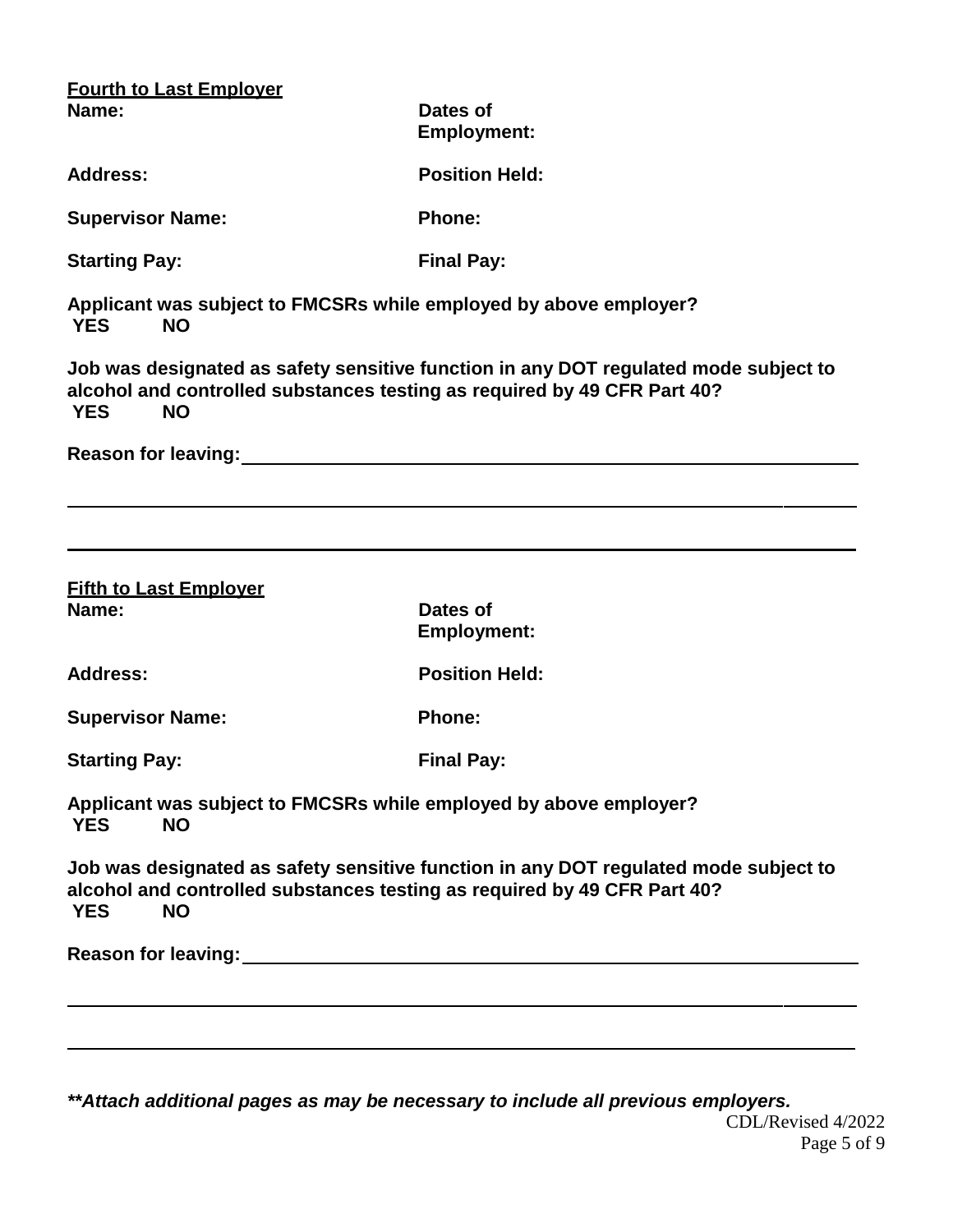**<u>Fourth to Last Employer</u>**

**Name:** **Dates of Employment:**

**Address:** **Position Held:**

**Supervisor Name:** **Phone:**

**Starting Pay:** **Final Pay:**

**Applicant was subject to FMCSRs while employed by above employer?**
**YES NO**

**Job was designated as safety sensitive function in any DOT regulated mode subject to alcohol and controlled substances testing as required by 49 CFR Part 40?**
**YES NO**

**Reason for leaving:** \_\_\_\_\_\_\_\_\_\_\_\_\_\_\_\_\_\_\_\_\_\_\_\_\_\_\_\_\_\_\_\_\_\_\_\_\_\_\_\_\_\_\_\_\_\_\_\_

\_\_\_\_\_\_\_\_\_\_\_\_\_\_\_\_\_\_\_\_\_\_\_\_\_\_\_\_\_\_\_\_\_\_\_\_\_\_\_\_\_\_\_\_\_\_\_\_\_\_\_\_\_\_\_\_\_\_\_\_\_\_\_\_\_\_\_\_\_\_

\_\_\_\_\_\_\_\_\_\_\_\_\_\_\_\_\_\_\_\_\_\_\_\_\_\_\_\_\_\_\_\_\_\_\_\_\_\_\_\_\_\_\_\_\_\_\_\_\_\_\_\_\_\_\_\_\_\_\_\_\_\_\_\_\_\_\_\_\_\_

**<u>Fifth to Last Employer</u>**

**Name:** **Dates of Employment:**

**Address:** **Position Held:**

**Supervisor Name:** **Phone:**

**Starting Pay:** **Final Pay:**

**Applicant was subject to FMCSRs while employed by above employer?**
**YES NO**

**Job was designated as safety sensitive function in any DOT regulated mode subject to alcohol and controlled substances testing as required by 49 CFR Part 40?**
**YES NO**

**Reason for leaving:** \_\_\_\_\_\_\_\_\_\_\_\_\_\_\_\_\_\_\_\_\_\_\_\_\_\_\_\_\_\_\_\_\_\_\_\_\_\_\_\_\_\_\_\_\_\_\_\_

\_\_\_\_\_\_\_\_\_\_\_\_\_\_\_\_\_\_\_\_\_\_\_\_\_\_\_\_\_\_\_\_\_\_\_\_\_\_\_\_\_\_\_\_\_\_\_\_\_\_\_\_\_\_\_\_\_\_\_\_\_\_\_\_\_\_\_\_\_\_

\_\_\_\_\_\_\_\_\_\_\_\_\_\_\_\_\_\_\_\_\_\_\_\_\_\_\_\_\_\_\_\_\_\_\_\_\_\_\_\_\_\_\_\_\_\_\_\_\_\_\_\_\_\_\_\_\_\_\_\_\_\_\_\_\_\_\_\_\_\_

***\*\*Attach additional pages as may be necessary to include all previous employers.***

CDL/Revised 4/2022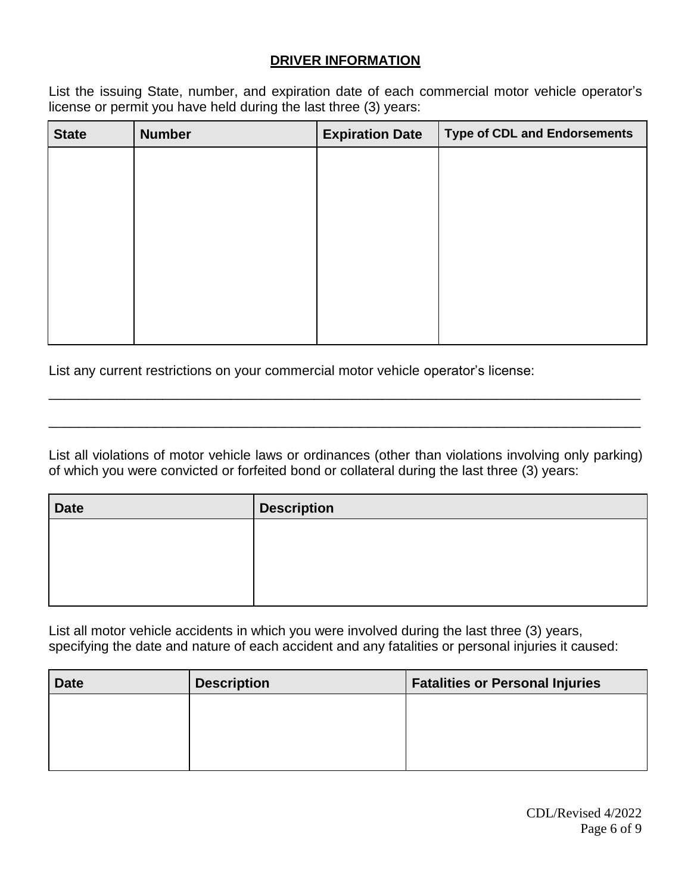## DRIVER INFORMATION

List the issuing State, number, and expiration date of each commercial motor vehicle operator's license or permit you have held during the last three (3) years:

| State | Number | Expiration Date | Type of CDL and Endorsements |
|---|---|---|---|
| | | | |

List any current restrictions on your commercial motor vehicle operator's license:

_______________________________________________________________________________

_______________________________________________________________________________

List all violations of motor vehicle laws or ordinances (other than violations involving only parking) of which you were convicted or forfeited bond or collateral during the last three (3) years:

| Date | Description |
|---|---|
| | |

List all motor vehicle accidents in which you were involved during the last three (3) years, specifying the date and nature of each accident and any fatalities or personal injuries it caused:

| Date | Description | Fatalities or Personal Injuries |
|---|---|---|
| | | |

CDL/Revised 4/2022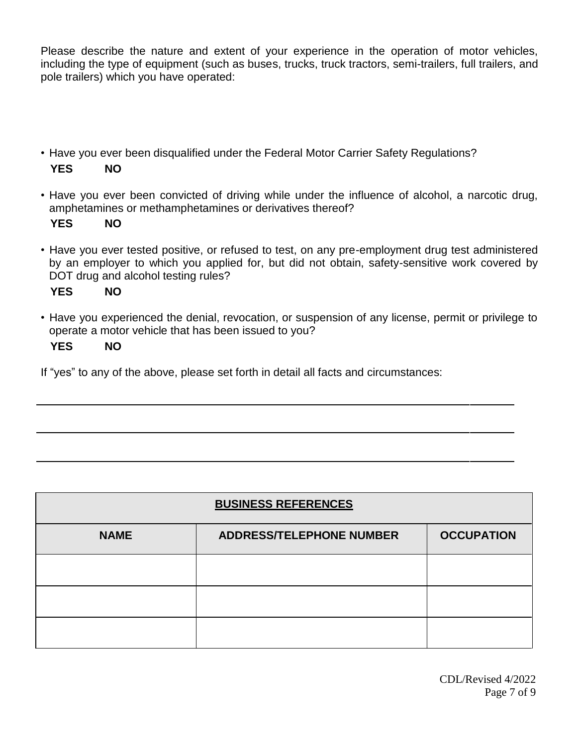Please describe the nature and extent of your experience in the operation of motor vehicles, including the type of equipment (such as buses, trucks, truck tractors, semi-trailers, full trailers, and pole trailers) which you have operated:

- Have you ever been disqualified under the Federal Motor Carrier Safety Regulations?

  **YES** **NO**

- Have you ever been convicted of driving while under the influence of alcohol, a narcotic drug, amphetamines or methamphetamines or derivatives thereof?

  **YES** **NO**

- Have you ever tested positive, or refused to test, on any pre-employment drug test administered by an employer to which you applied for, but did not obtain, safety-sensitive work covered by DOT drug and alcohol testing rules?

  **YES** **NO**

- Have you experienced the denial, revocation, or suspension of any license, permit or privilege to operate a motor vehicle that has been issued to you?

  **YES** **NO**

If "yes" to any of the above, please set forth in detail all facts and circumstances:

\_\_\_\_\_\_\_\_\_\_\_\_\_\_\_\_\_\_\_\_\_\_\_\_\_\_\_\_\_\_\_\_\_\_\_\_\_\_\_\_\_\_\_\_\_\_\_\_\_\_\_\_\_\_\_\_\_\_\_\_\_\_\_\_\_\_\_\_\_\_

\_\_\_\_\_\_\_\_\_\_\_\_\_\_\_\_\_\_\_\_\_\_\_\_\_\_\_\_\_\_\_\_\_\_\_\_\_\_\_\_\_\_\_\_\_\_\_\_\_\_\_\_\_\_\_\_\_\_\_\_\_\_\_\_\_\_\_\_\_\_

\_\_\_\_\_\_\_\_\_\_\_\_\_\_\_\_\_\_\_\_\_\_\_\_\_\_\_\_\_\_\_\_\_\_\_\_\_\_\_\_\_\_\_\_\_\_\_\_\_\_\_\_\_\_\_\_\_\_\_\_\_\_\_\_\_\_\_\_\_\_

| **BUSINESS REFERENCES** | | |
|---|---|---|
| **NAME** | **ADDRESS/TELEPHONE NUMBER** | **OCCUPATION** |
| | | |
| | | |
| | | |

CDL/Revised 4/2022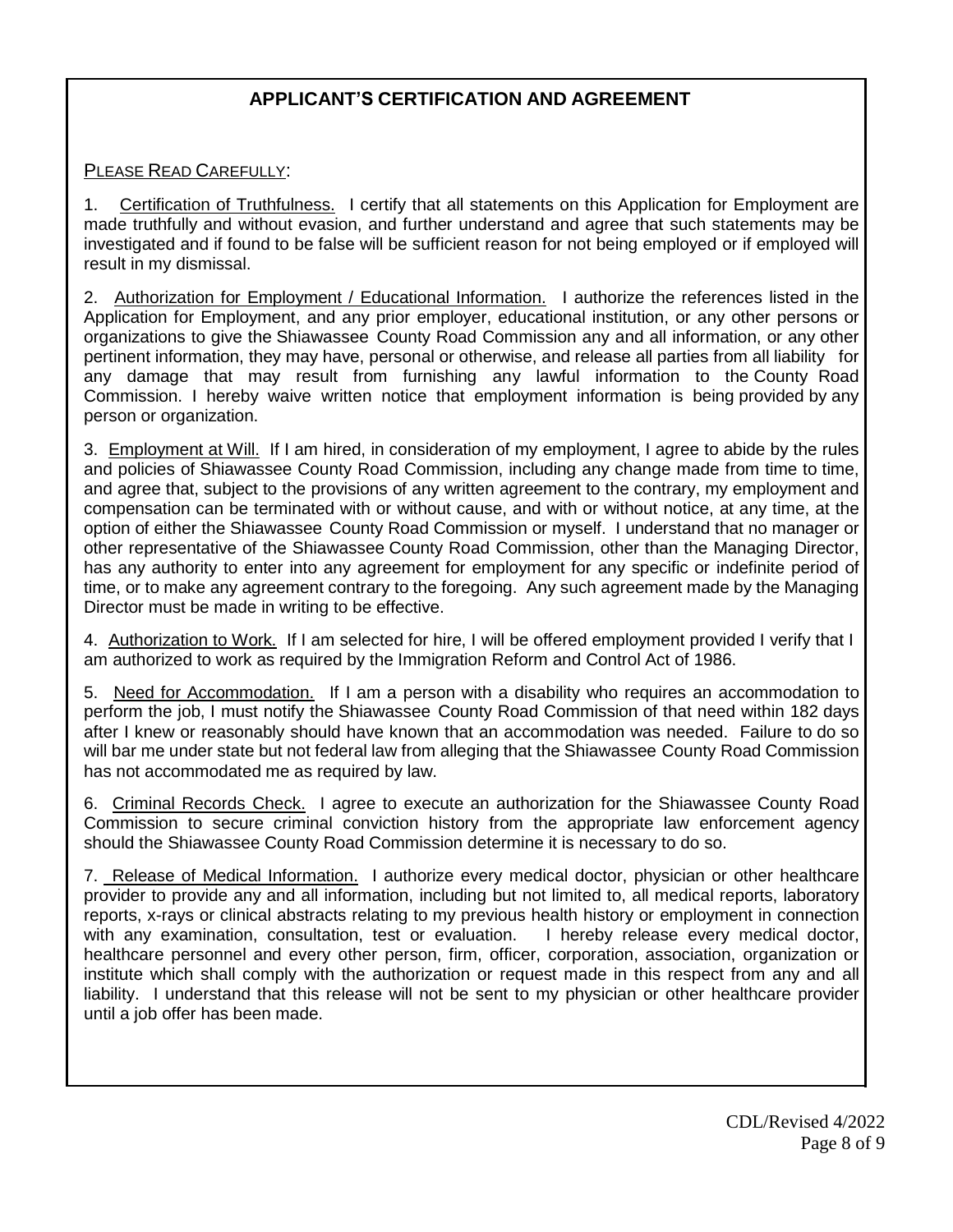## APPLICANT'S CERTIFICATION AND AGREEMENT

PLEASE READ CAREFULLY:

1. Certification of Truthfulness. I certify that all statements on this Application for Employment are made truthfully and without evasion, and further understand and agree that such statements may be investigated and if found to be false will be sufficient reason for not being employed or if employed will result in my dismissal.

2. Authorization for Employment / Educational Information. I authorize the references listed in the Application for Employment, and any prior employer, educational institution, or any other persons or organizations to give the Shiawassee County Road Commission any and all information, or any other pertinent information, they may have, personal or otherwise, and release all parties from all liability for any damage that may result from furnishing any lawful information to the County Road Commission. I hereby waive written notice that employment information is being provided by any person or organization.

3. Employment at Will. If I am hired, in consideration of my employment, I agree to abide by the rules and policies of Shiawassee County Road Commission, including any change made from time to time, and agree that, subject to the provisions of any written agreement to the contrary, my employment and compensation can be terminated with or without cause, and with or without notice, at any time, at the option of either the Shiawassee County Road Commission or myself. I understand that no manager or other representative of the Shiawassee County Road Commission, other than the Managing Director, has any authority to enter into any agreement for employment for any specific or indefinite period of time, or to make any agreement contrary to the foregoing. Any such agreement made by the Managing Director must be made in writing to be effective.

4. Authorization to Work. If I am selected for hire, I will be offered employment provided I verify that I am authorized to work as required by the Immigration Reform and Control Act of 1986.

5. Need for Accommodation. If I am a person with a disability who requires an accommodation to perform the job, I must notify the Shiawassee County Road Commission of that need within 182 days after I knew or reasonably should have known that an accommodation was needed. Failure to do so will bar me under state but not federal law from alleging that the Shiawassee County Road Commission has not accommodated me as required by law.

6. Criminal Records Check. I agree to execute an authorization for the Shiawassee County Road Commission to secure criminal conviction history from the appropriate law enforcement agency should the Shiawassee County Road Commission determine it is necessary to do so.

7. Release of Medical Information. I authorize every medical doctor, physician or other healthcare provider to provide any and all information, including but not limited to, all medical reports, laboratory reports, x-rays or clinical abstracts relating to my previous health history or employment in connection with any examination, consultation, test or evaluation. I hereby release every medical doctor, healthcare personnel and every other person, firm, officer, corporation, association, organization or institute which shall comply with the authorization or request made in this respect from any and all liability. I understand that this release will not be sent to my physician or other healthcare provider until a job offer has been made.

CDL/Revised 4/2022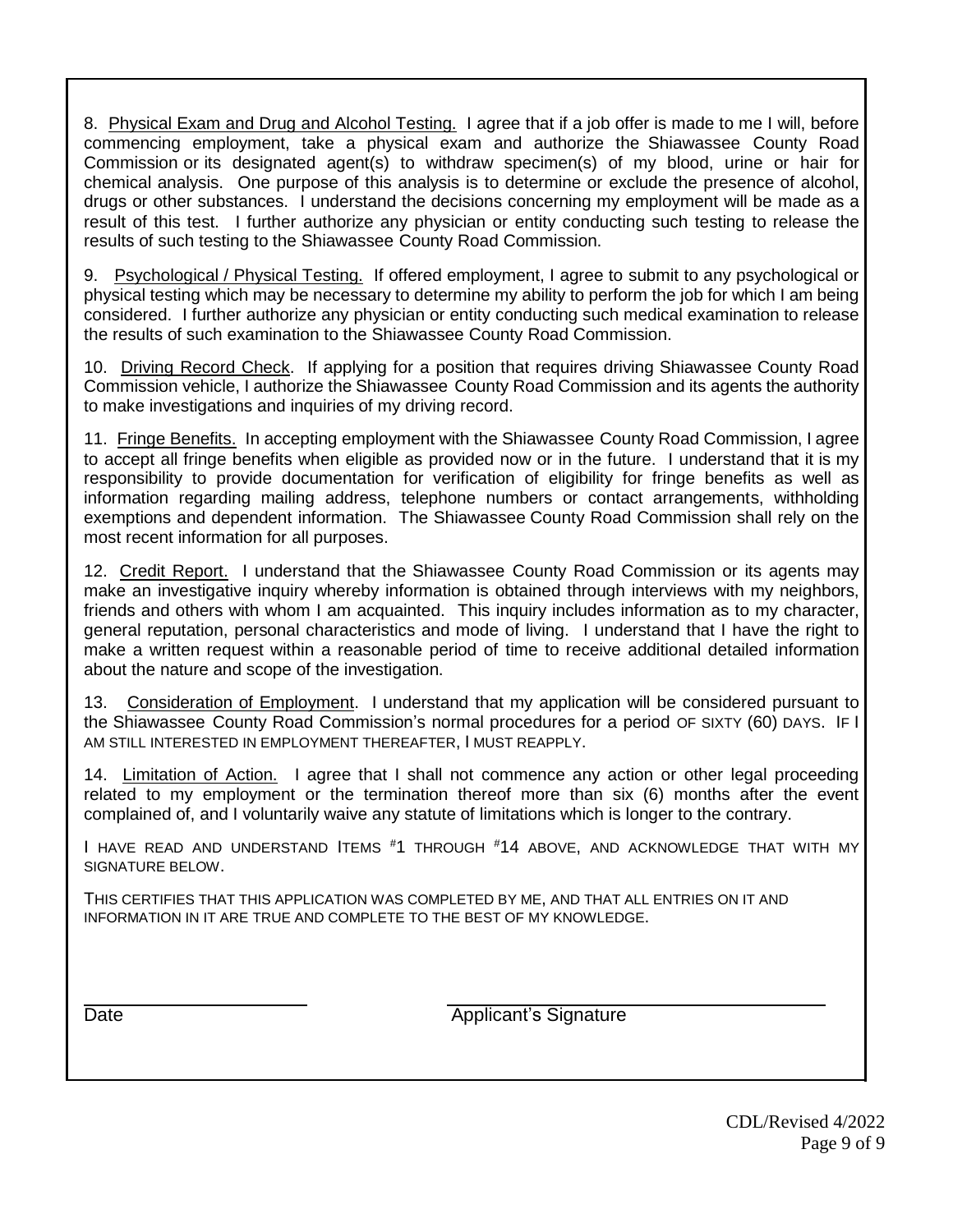8. Physical Exam and Drug and Alcohol Testing. I agree that if a job offer is made to me I will, before commencing employment, take a physical exam and authorize the Shiawassee County Road Commission or its designated agent(s) to withdraw specimen(s) of my blood, urine or hair for chemical analysis. One purpose of this analysis is to determine or exclude the presence of alcohol, drugs or other substances. I understand the decisions concerning my employment will be made as a result of this test. I further authorize any physician or entity conducting such testing to release the results of such testing to the Shiawassee County Road Commission.

9. Psychological / Physical Testing. If offered employment, I agree to submit to any psychological or physical testing which may be necessary to determine my ability to perform the job for which I am being considered. I further authorize any physician or entity conducting such medical examination to release the results of such examination to the Shiawassee County Road Commission.

10. Driving Record Check. If applying for a position that requires driving Shiawassee County Road Commission vehicle, I authorize the Shiawassee County Road Commission and its agents the authority to make investigations and inquiries of my driving record.

11. Fringe Benefits. In accepting employment with the Shiawassee County Road Commission, I agree to accept all fringe benefits when eligible as provided now or in the future. I understand that it is my responsibility to provide documentation for verification of eligibility for fringe benefits as well as information regarding mailing address, telephone numbers or contact arrangements, withholding exemptions and dependent information. The Shiawassee County Road Commission shall rely on the most recent information for all purposes.

12. Credit Report. I understand that the Shiawassee County Road Commission or its agents may make an investigative inquiry whereby information is obtained through interviews with my neighbors, friends and others with whom I am acquainted. This inquiry includes information as to my character, general reputation, personal characteristics and mode of living. I understand that I have the right to make a written request within a reasonable period of time to receive additional detailed information about the nature and scope of the investigation.

13. Consideration of Employment. I understand that my application will be considered pursuant to the Shiawassee County Road Commission's normal procedures for a period OF SIXTY (60) DAYS. IF I AM STILL INTERESTED IN EMPLOYMENT THEREAFTER, I MUST REAPPLY.

14. Limitation of Action. I agree that I shall not commence any action or other legal proceeding related to my employment or the termination thereof more than six (6) months after the event complained of, and I voluntarily waive any statute of limitations which is longer to the contrary.

I HAVE READ AND UNDERSTAND ITEMS #1 THROUGH #14 ABOVE, AND ACKNOWLEDGE THAT WITH MY SIGNATURE BELOW.

THIS CERTIFIES THAT THIS APPLICATION WAS COMPLETED BY ME, AND THAT ALL ENTRIES ON IT AND INFORMATION IN IT ARE TRUE AND COMPLETE TO THE BEST OF MY KNOWLEDGE.

Date ____________________ Applicant's Signature ____________________

CDL/Revised 4/2022